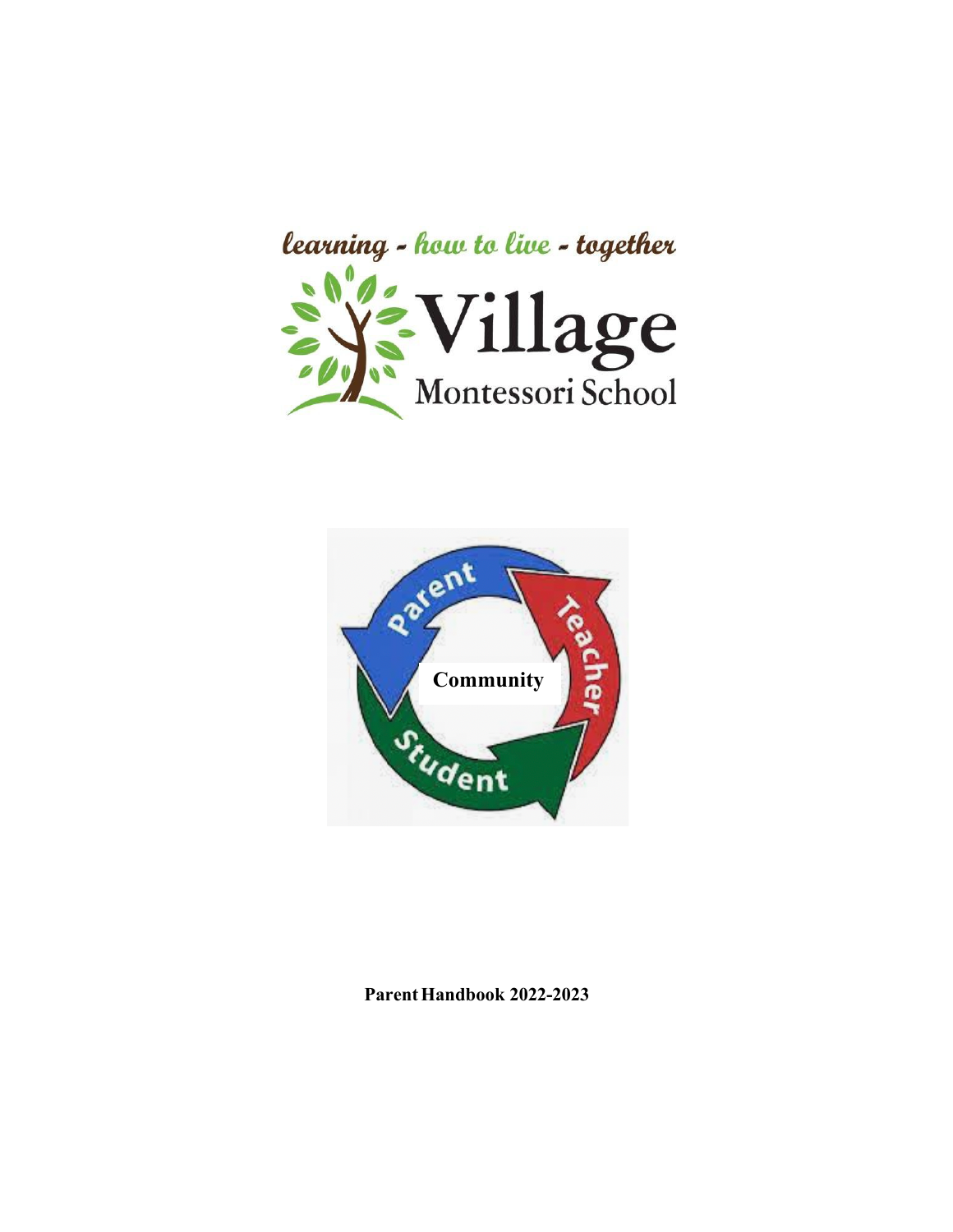learning - how to live - together

# Village Montessori School

Parent

Teacher

Community

Student

**Parent Handbook 2022-2023**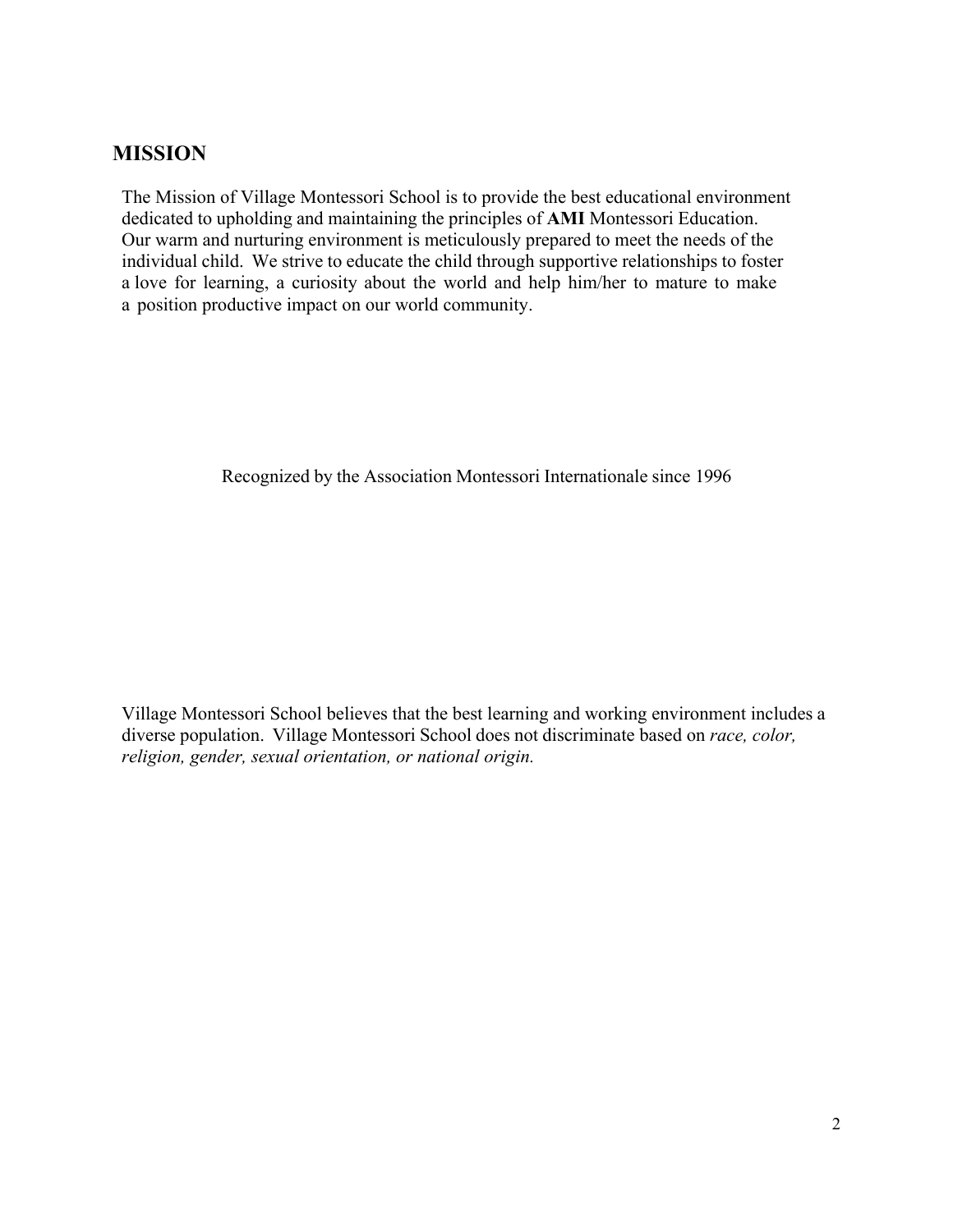## MISSION

The Mission of Village Montessori School is to provide the best educational environment dedicated to upholding and maintaining the principles of **AMI** Montessori Education. Our warm and nurturing environment is meticulously prepared to meet the needs of the individual child. We strive to educate the child through supportive relationships to foster a love for learning, a curiosity about the world and help him/her to mature to make a position productive impact on our world community.

Recognized by the Association Montessori Internationale since 1996

Village Montessori School believes that the best learning and working environment includes a diverse population. Village Montessori School does not discriminate based on *race, color, religion, gender, sexual orientation, or national origin.*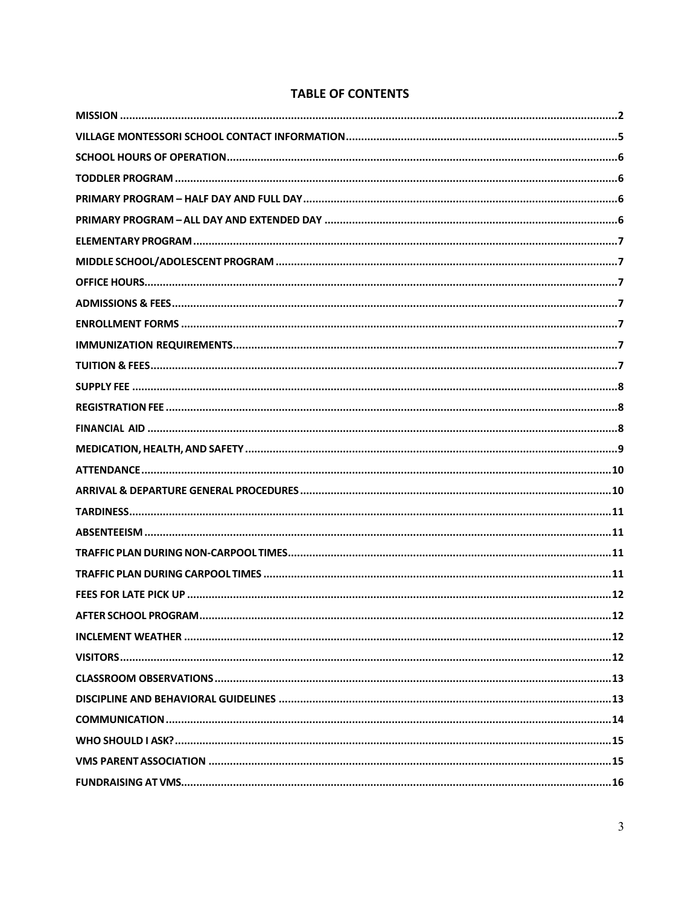# TABLE OF CONTENTS

| Section | Page |
|---|---|
| MISSION | 2 |
| VILLAGE MONTESSORI SCHOOL CONTACT INFORMATION | 5 |
| SCHOOL HOURS OF OPERATION | 6 |
| TODDLER PROGRAM | 6 |
| PRIMARY PROGRAM – HALF DAY AND FULL DAY | 6 |
| PRIMARY PROGRAM – ALL DAY AND EXTENDED DAY | 6 |
| ELEMENTARY PROGRAM | 7 |
| MIDDLE SCHOOL/ADOLESCENT PROGRAM | 7 |
| OFFICE HOURS | 7 |
| ADMISSIONS & FEES | 7 |
| ENROLLMENT FORMS | 7 |
| IMMUNIZATION REQUIREMENTS | 7 |
| TUITION & FEES | 7 |
| SUPPLY FEE | 8 |
| REGISTRATION FEE | 8 |
| FINANCIAL AID | 8 |
| MEDICATION, HEALTH, AND SAFETY | 9 |
| ATTENDANCE | 10 |
| ARRIVAL & DEPARTURE GENERAL PROCEDURES | 10 |
| TARDINESS | 11 |
| ABSENTEEISM | 11 |
| TRAFFIC PLAN DURING NON-CARPOOL TIMES | 11 |
| TRAFFIC PLAN DURING CARPOOL TIMES | 11 |
| FEES FOR LATE PICK UP | 12 |
| AFTER SCHOOL PROGRAM | 12 |
| INCLEMENT WEATHER | 12 |
| VISITORS | 12 |
| CLASSROOM OBSERVATIONS | 13 |
| DISCIPLINE AND BEHAVIORAL GUIDELINES | 13 |
| COMMUNICATION | 14 |
| WHO SHOULD I ASK? | 15 |
| VMS PARENT ASSOCIATION | 15 |
| FUNDRAISING AT VMS | 16 |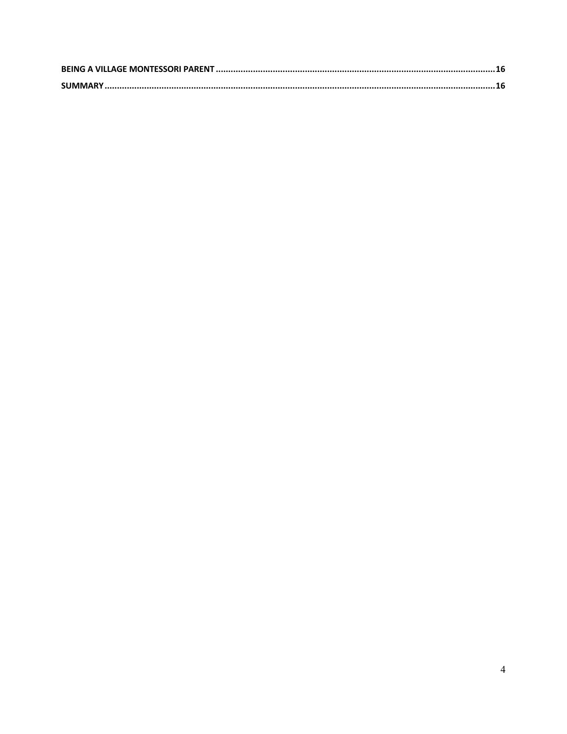**BEING A VILLAGE MONTESSORI PARENT** ........................................................................................................ **16**

**SUMMARY** .......................................................................................................................................... **16**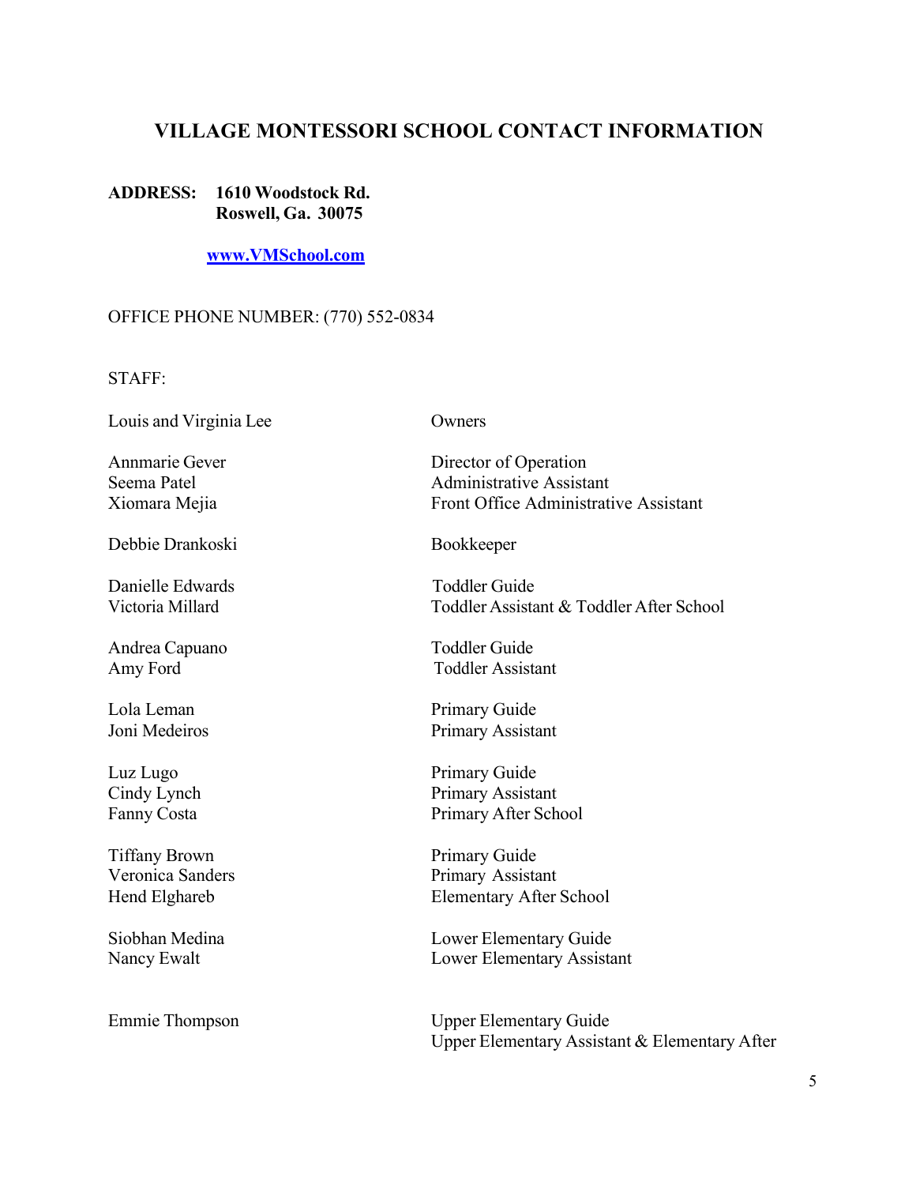# VILLAGE MONTESSORI SCHOOL CONTACT INFORMATION

**ADDRESS: 1610 Woodstock Rd.**
**Roswell, Ga. 30075**

**[www.VMSchool.com](http://www.VMSchool.com)**

OFFICE PHONE NUMBER: (770) 552-0834

STAFF:

| Name | Role |
|---|---|
| Louis and Virginia Lee | Owners |
| | |
| Annmarie Gever | Director of Operation |
| Seema Patel | Administrative Assistant |
| Xiomara Mejia | Front Office Administrative Assistant |
| | |
| Debbie Drankoski | Bookkeeper |
| | |
| Danielle Edwards | Toddler Guide |
| Victoria Millard | Toddler Assistant & Toddler After School |
| | |
| Andrea Capuano | Toddler Guide |
| Amy Ford | Toddler Assistant |
| | |
| Lola Leman | Primary Guide |
| Joni Medeiros | Primary Assistant |
| | |
| Luz Lugo | Primary Guide |
| Cindy Lynch | Primary Assistant |
| Fanny Costa | Primary After School |
| | |
| Tiffany Brown | Primary Guide |
| Veronica Sanders | Primary Assistant |
| Hend Elghareb | Elementary After School |
| | |
| Siobhan Medina | Lower Elementary Guide |
| Nancy Ewalt | Lower Elementary Assistant |
| | |
| Emmie Thompson | Upper Elementary Guide |
| | Upper Elementary Assistant & Elementary After |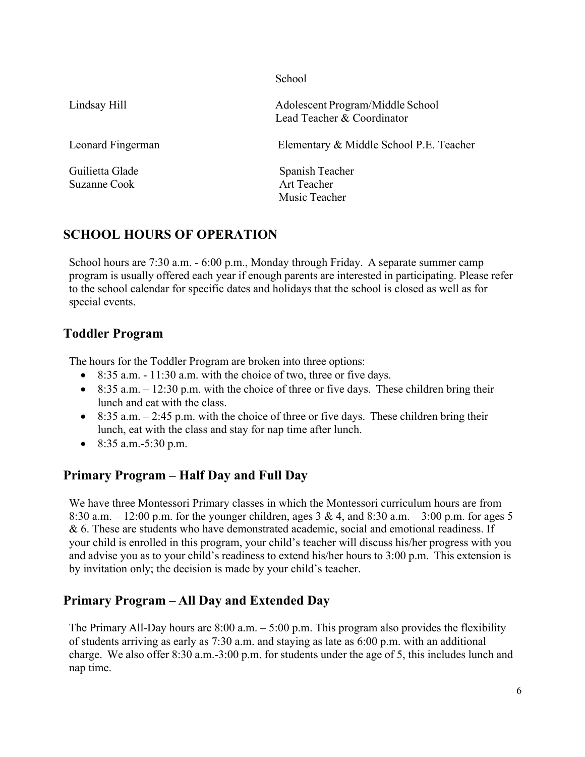| | School |
|---|---|
| Lindsay Hill | Adolescent Program/Middle School Lead Teacher & Coordinator |
| Leonard Fingerman | Elementary & Middle School P.E. Teacher |
| Guilietta Glade | Spanish Teacher |
| Suzanne Cook | Art Teacher |
| | Music Teacher |

## SCHOOL HOURS OF OPERATION

School hours are 7:30 a.m. - 6:00 p.m., Monday through Friday. A separate summer camp program is usually offered each year if enough parents are interested in participating. Please refer to the school calendar for specific dates and holidays that the school is closed as well as for special events.

### Toddler Program

The hours for the Toddler Program are broken into three options:

- 8:35 a.m. - 11:30 a.m. with the choice of two, three or five days.
- 8:35 a.m. – 12:30 p.m. with the choice of three or five days. These children bring their lunch and eat with the class.
- 8:35 a.m. – 2:45 p.m. with the choice of three or five days. These children bring their lunch, eat with the class and stay for nap time after lunch.
- 8:35 a.m.-5:30 p.m.

### Primary Program – Half Day and Full Day

We have three Montessori Primary classes in which the Montessori curriculum hours are from 8:30 a.m. – 12:00 p.m. for the younger children, ages 3 & 4, and 8:30 a.m. – 3:00 p.m. for ages 5 & 6. These are students who have demonstrated academic, social and emotional readiness. If your child is enrolled in this program, your child's teacher will discuss his/her progress with you and advise you as to your child's readiness to extend his/her hours to 3:00 p.m. This extension is by invitation only; the decision is made by your child's teacher.

### Primary Program – All Day and Extended Day

The Primary All-Day hours are 8:00 a.m. – 5:00 p.m. This program also provides the flexibility of students arriving as early as 7:30 a.m. and staying as late as 6:00 p.m. with an additional charge. We also offer 8:30 a.m.-3:00 p.m. for students under the age of 5, this includes lunch and nap time.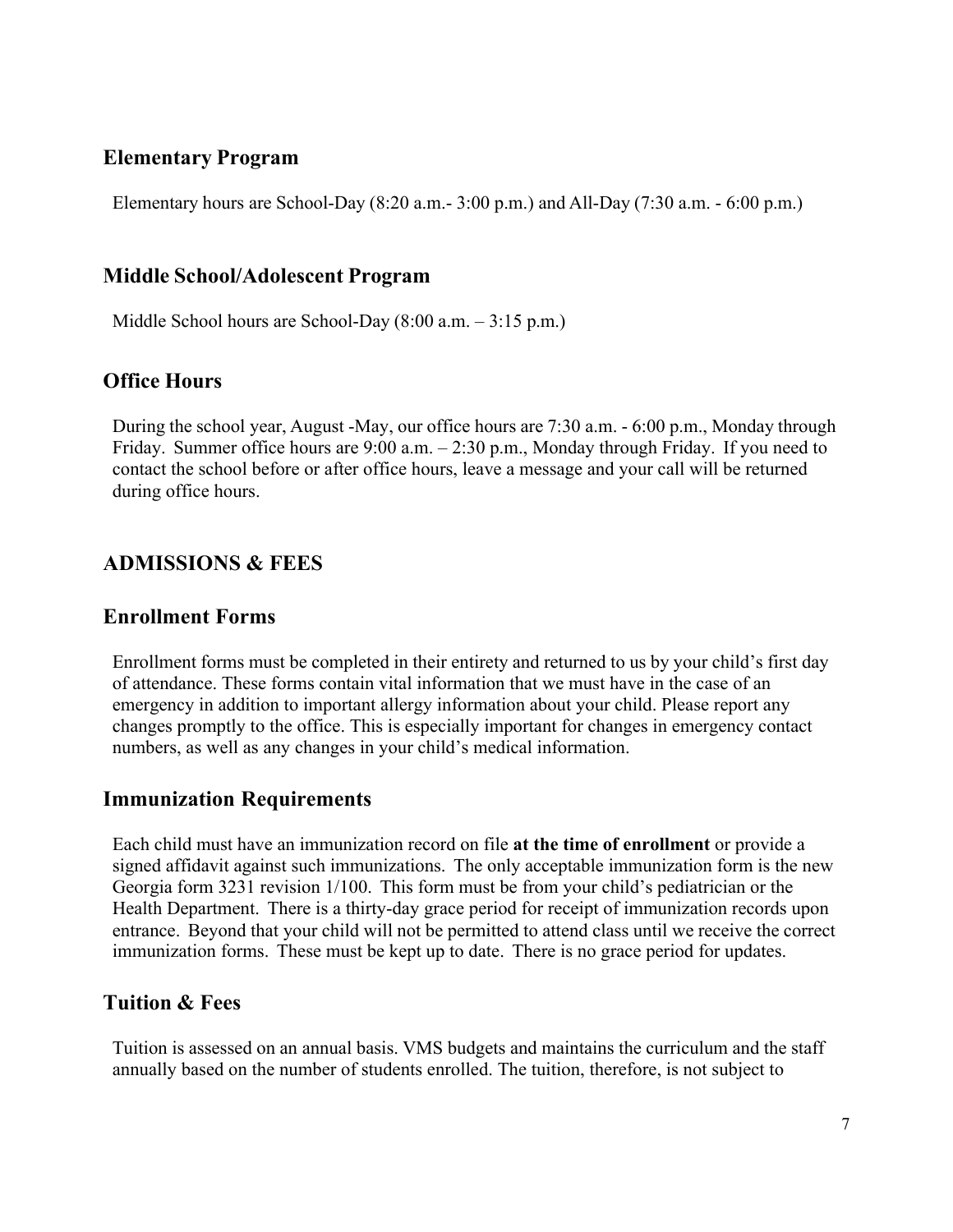## Elementary Program

Elementary hours are School-Day (8:20 a.m.- 3:00 p.m.) and All-Day (7:30 a.m. - 6:00 p.m.)

## Middle School/Adolescent Program

Middle School hours are School-Day (8:00 a.m. – 3:15 p.m.)

## Office Hours

During the school year, August -May, our office hours are 7:30 a.m. - 6:00 p.m., Monday through Friday. Summer office hours are 9:00 a.m. – 2:30 p.m., Monday through Friday. If you need to contact the school before or after office hours, leave a message and your call will be returned during office hours.

# ADMISSIONS & FEES

## Enrollment Forms

Enrollment forms must be completed in their entirety and returned to us by your child's first day of attendance. These forms contain vital information that we must have in the case of an emergency in addition to important allergy information about your child. Please report any changes promptly to the office. This is especially important for changes in emergency contact numbers, as well as any changes in your child's medical information.

## Immunization Requirements

Each child must have an immunization record on file **at the time of enrollment** or provide a signed affidavit against such immunizations. The only acceptable immunization form is the new Georgia form 3231 revision 1/100. This form must be from your child's pediatrician or the Health Department. There is a thirty-day grace period for receipt of immunization records upon entrance. Beyond that your child will not be permitted to attend class until we receive the correct immunization forms. These must be kept up to date. There is no grace period for updates.

## Tuition & Fees

Tuition is assessed on an annual basis. VMS budgets and maintains the curriculum and the staff annually based on the number of students enrolled. The tuition, therefore, is not subject to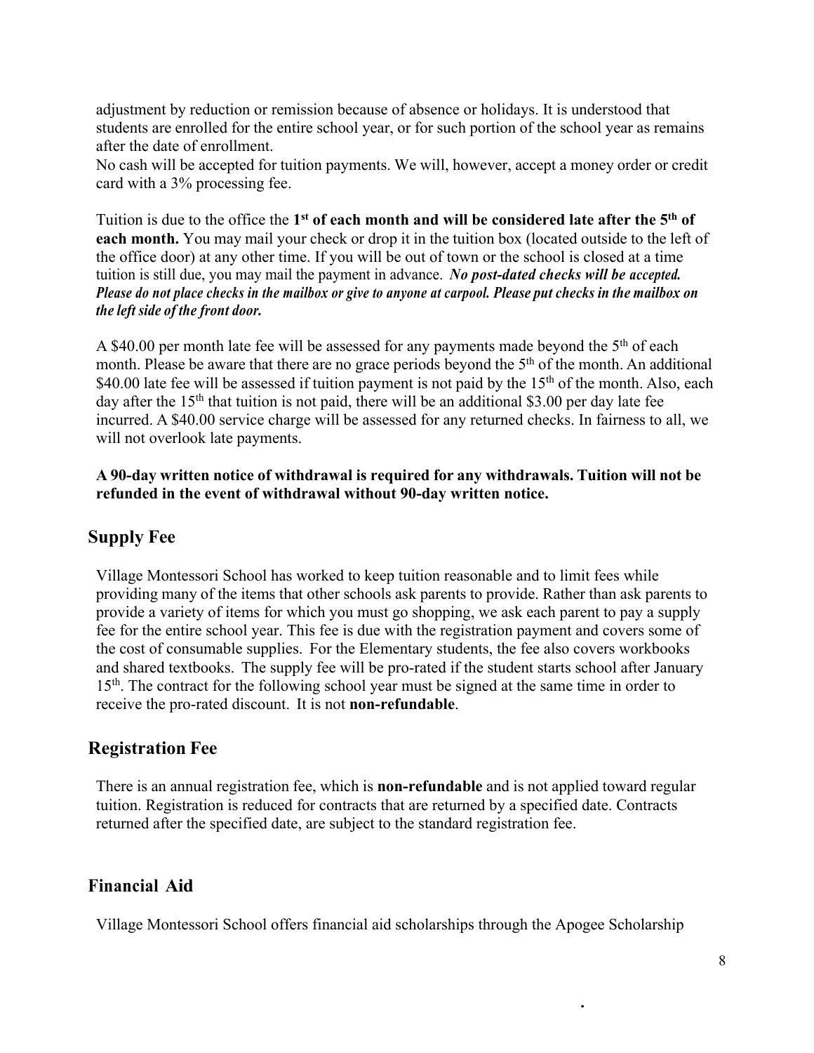adjustment by reduction or remission because of absence or holidays. It is understood that students are enrolled for the entire school year, or for such portion of the school year as remains after the date of enrollment.

No cash will be accepted for tuition payments. We will, however, accept a money order or credit card with a 3% processing fee.

Tuition is due to the office the **1st of each month and will be considered late after the 5th of each month.** You may mail your check or drop it in the tuition box (located outside to the left of the office door) at any other time. If you will be out of town or the school is closed at a time tuition is still due, you may mail the payment in advance. ***No post-dated checks will be accepted. Please do not place checks in the mailbox or give to anyone at carpool. Please put checks in the mailbox on the left side of the front door.***

A $40.00 per month late fee will be assessed for any payments made beyond the 5th of each month. Please be aware that there are no grace periods beyond the 5th of the month. An additional $40.00 late fee will be assessed if tuition payment is not paid by the 15th of the month. Also, each day after the 15th that tuition is not paid, there will be an additional $3.00 per day late fee incurred. A $40.00 service charge will be assessed for any returned checks. In fairness to all, we will not overlook late payments.

**A 90-day written notice of withdrawal is required for any withdrawals. Tuition will not be refunded in the event of withdrawal without 90-day written notice.**

## Supply Fee

Village Montessori School has worked to keep tuition reasonable and to limit fees while providing many of the items that other schools ask parents to provide. Rather than ask parents to provide a variety of items for which you must go shopping, we ask each parent to pay a supply fee for the entire school year. This fee is due with the registration payment and covers some of the cost of consumable supplies. For the Elementary students, the fee also covers workbooks and shared textbooks. The supply fee will be pro-rated if the student starts school after January 15th. The contract for the following school year must be signed at the same time in order to receive the pro-rated discount. It is not **non-refundable**.

## Registration Fee

There is an annual registration fee, which is **non-refundable** and is not applied toward regular tuition. Registration is reduced for contracts that are returned by a specified date. Contracts returned after the specified date, are subject to the standard registration fee.

## Financial Aid

Village Montessori School offers financial aid scholarships through the Apogee Scholarship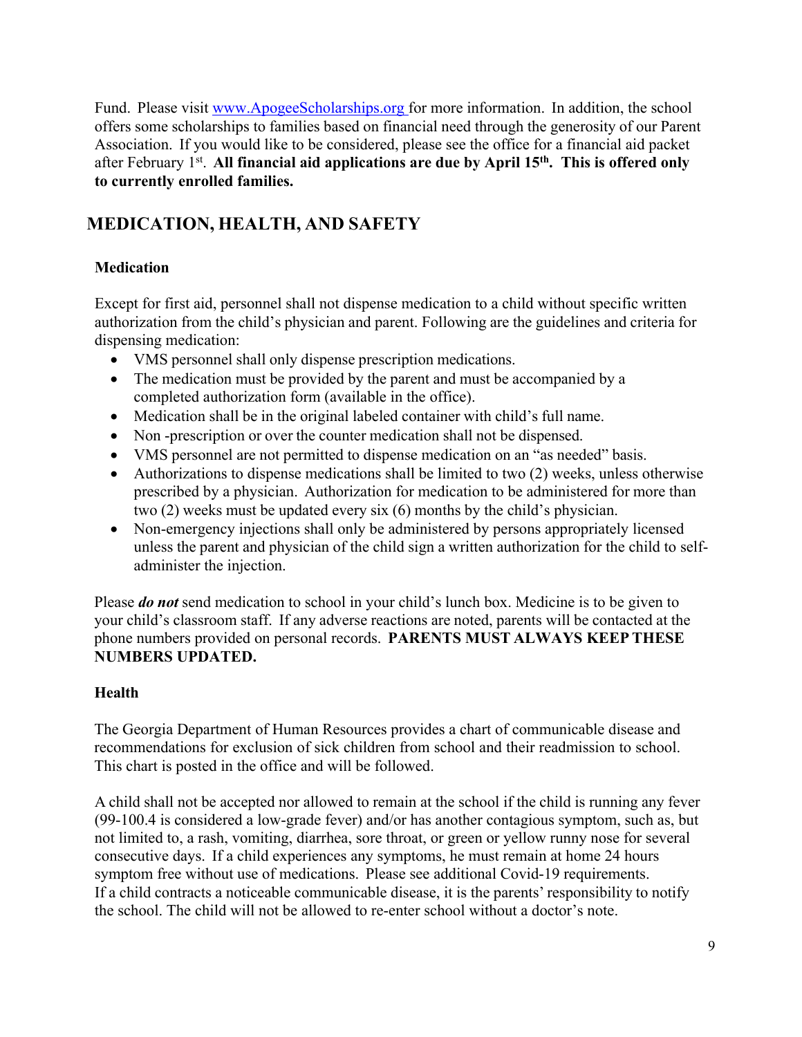Fund. Please visit www.ApogeeScholarships.org for more information. In addition, the school offers some scholarships to families based on financial need through the generosity of our Parent Association. If you would like to be considered, please see the office for a financial aid packet after February 1st. **All financial aid applications are due by April 15th. This is offered only to currently enrolled families.**

## MEDICATION, HEALTH, AND SAFETY

### Medication

Except for first aid, personnel shall not dispense medication to a child without specific written authorization from the child's physician and parent. Following are the guidelines and criteria for dispensing medication:

- VMS personnel shall only dispense prescription medications.
- The medication must be provided by the parent and must be accompanied by a completed authorization form (available in the office).
- Medication shall be in the original labeled container with child's full name.
- Non -prescription or over the counter medication shall not be dispensed.
- VMS personnel are not permitted to dispense medication on an "as needed" basis.
- Authorizations to dispense medications shall be limited to two (2) weeks, unless otherwise prescribed by a physician. Authorization for medication to be administered for more than two (2) weeks must be updated every six (6) months by the child's physician.
- Non-emergency injections shall only be administered by persons appropriately licensed unless the parent and physician of the child sign a written authorization for the child to self-administer the injection.

Please ***do not*** send medication to school in your child's lunch box. Medicine is to be given to your child's classroom staff. If any adverse reactions are noted, parents will be contacted at the phone numbers provided on personal records. **PARENTS MUST ALWAYS KEEP THESE NUMBERS UPDATED.**

### Health

The Georgia Department of Human Resources provides a chart of communicable disease and recommendations for exclusion of sick children from school and their readmission to school. This chart is posted in the office and will be followed.

A child shall not be accepted nor allowed to remain at the school if the child is running any fever (99-100.4 is considered a low-grade fever) and/or has another contagious symptom, such as, but not limited to, a rash, vomiting, diarrhea, sore throat, or green or yellow runny nose for several consecutive days. If a child experiences any symptoms, he must remain at home 24 hours symptom free without use of medications. Please see additional Covid-19 requirements.
If a child contracts a noticeable communicable disease, it is the parents' responsibility to notify the school. The child will not be allowed to re-enter school without a doctor's note.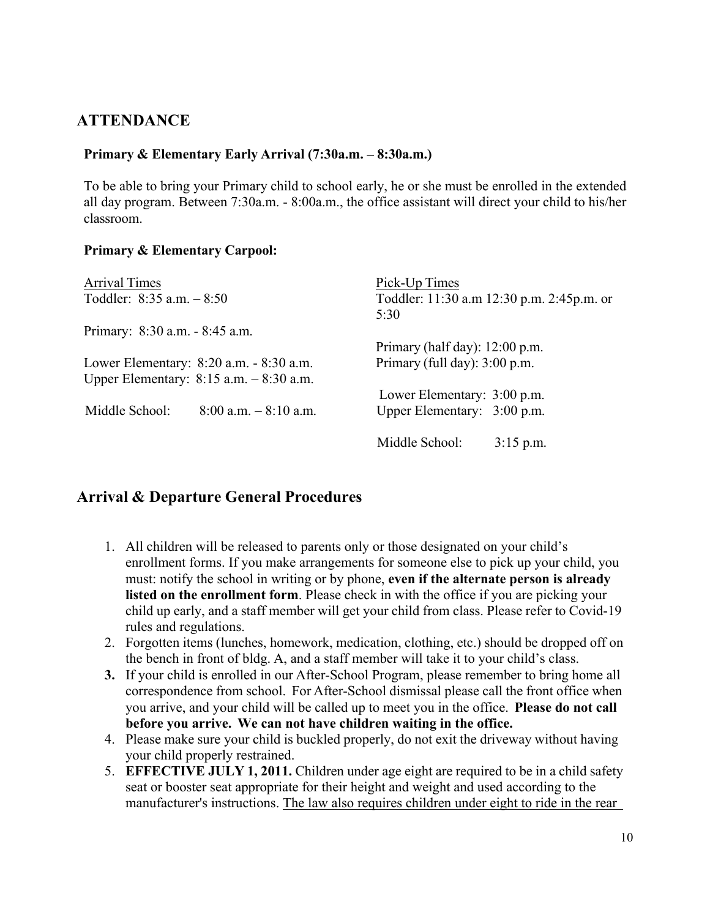## ATTENDANCE

**Primary & Elementary Early Arrival (7:30a.m. – 8:30a.m.)**

To be able to bring your Primary child to school early, he or she must be enrolled in the extended all day program. Between 7:30a.m. - 8:00a.m., the office assistant will direct your child to his/her classroom.

**Primary & Elementary Carpool:**

| Arrival Times | Pick-Up Times |
|---|---|
| Toddler: 8:35 a.m. – 8:50 | Toddler: 11:30 a.m 12:30 p.m. 2:45p.m. or 5:30 |
| Primary: 8:30 a.m. - 8:45 a.m. | Primary (half day): 12:00 p.m. |
| Lower Elementary: 8:20 a.m. - 8:30 a.m. | Primary (full day): 3:00 p.m. |
| Upper Elementary: 8:15 a.m. – 8:30 a.m. | Lower Elementary: 3:00 p.m. |
| Middle School: 8:00 a.m. – 8:10 a.m. | Upper Elementary: 3:00 p.m. |
| | Middle School: 3:15 p.m. |

## Arrival & Departure General Procedures

1. All children will be released to parents only or those designated on your child's enrollment forms. If you make arrangements for someone else to pick up your child, you must: notify the school in writing or by phone, **even if the alternate person is already listed on the enrollment form**. Please check in with the office if you are picking your child up early, and a staff member will get your child from class. Please refer to Covid-19 rules and regulations.
2. Forgotten items (lunches, homework, medication, clothing, etc.) should be dropped off on the bench in front of bldg. A, and a staff member will take it to your child's class.
3. If your child is enrolled in our After-School Program, please remember to bring home all correspondence from school. For After-School dismissal please call the front office when you arrive, and your child will be called up to meet you in the office. **Please do not call before you arrive. We can not have children waiting in the office.**
4. Please make sure your child is buckled properly, do not exit the driveway without having your child properly restrained.
5. **EFFECTIVE JULY 1, 2011.** Children under age eight are required to be in a child safety seat or booster seat appropriate for their height and weight and used according to the manufacturer's instructions. <u>The law also requires children under eight to ride in the rear</u>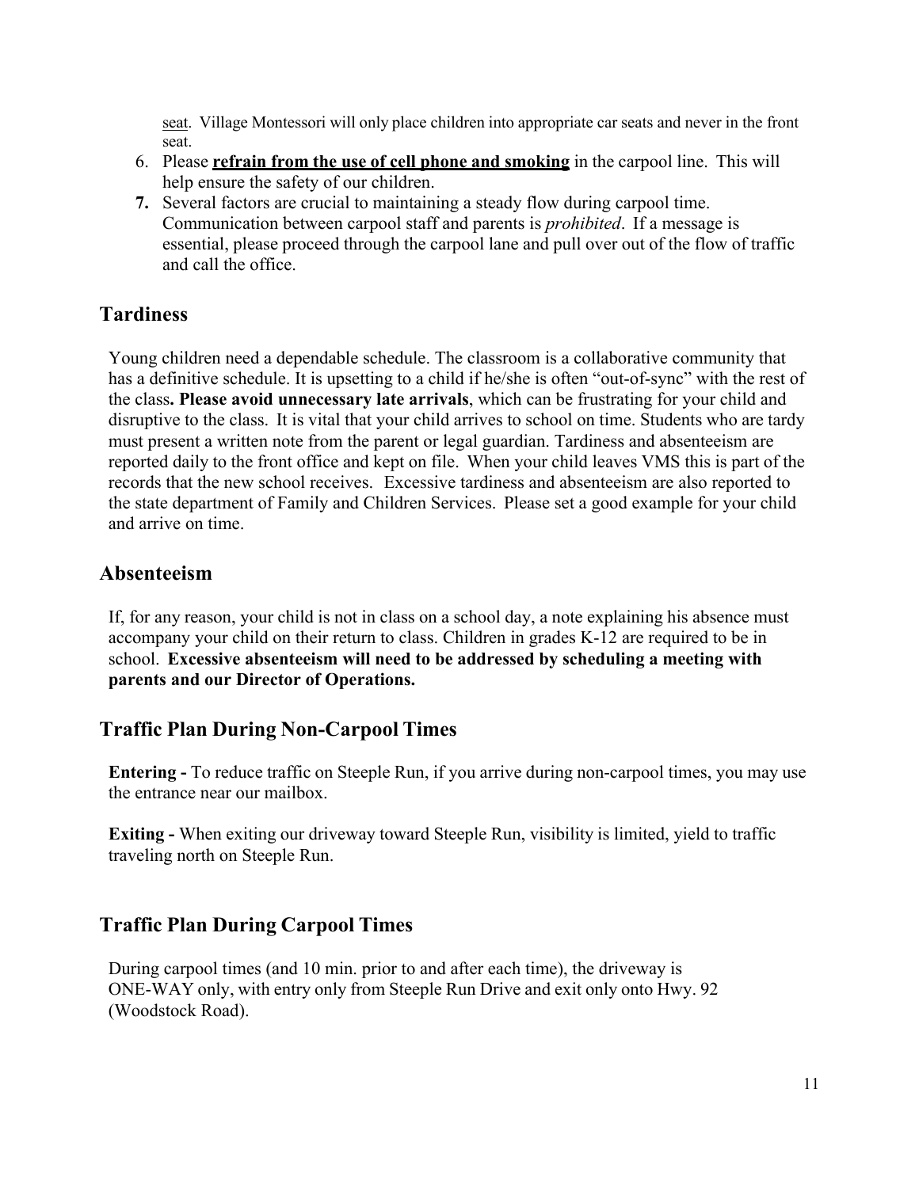seat. Village Montessori will only place children into appropriate car seats and never in the front seat.

6. Please **refrain from the use of cell phone and smoking** in the carpool line. This will help ensure the safety of our children.
7. Several factors are crucial to maintaining a steady flow during carpool time. Communication between carpool staff and parents is *prohibited*. If a message is essential, please proceed through the carpool lane and pull over out of the flow of traffic and call the office.

## Tardiness

Young children need a dependable schedule. The classroom is a collaborative community that has a definitive schedule. It is upsetting to a child if he/she is often "out-of-sync" with the rest of the class**. Please avoid unnecessary late arrivals**, which can be frustrating for your child and disruptive to the class. It is vital that your child arrives to school on time. Students who are tardy must present a written note from the parent or legal guardian. Tardiness and absenteeism are reported daily to the front office and kept on file. When your child leaves VMS this is part of the records that the new school receives. Excessive tardiness and absenteeism are also reported to the state department of Family and Children Services. Please set a good example for your child and arrive on time.

## Absenteeism

If, for any reason, your child is not in class on a school day, a note explaining his absence must accompany your child on their return to class. Children in grades K-12 are required to be in school. **Excessive absenteeism will need to be addressed by scheduling a meeting with parents and our Director of Operations.**

## Traffic Plan During Non-Carpool Times

**Entering -** To reduce traffic on Steeple Run, if you arrive during non-carpool times, you may use the entrance near our mailbox.

**Exiting -** When exiting our driveway toward Steeple Run, visibility is limited, yield to traffic traveling north on Steeple Run.

## Traffic Plan During Carpool Times

During carpool times (and 10 min. prior to and after each time), the driveway is ONE-WAY only, with entry only from Steeple Run Drive and exit only onto Hwy. 92 (Woodstock Road).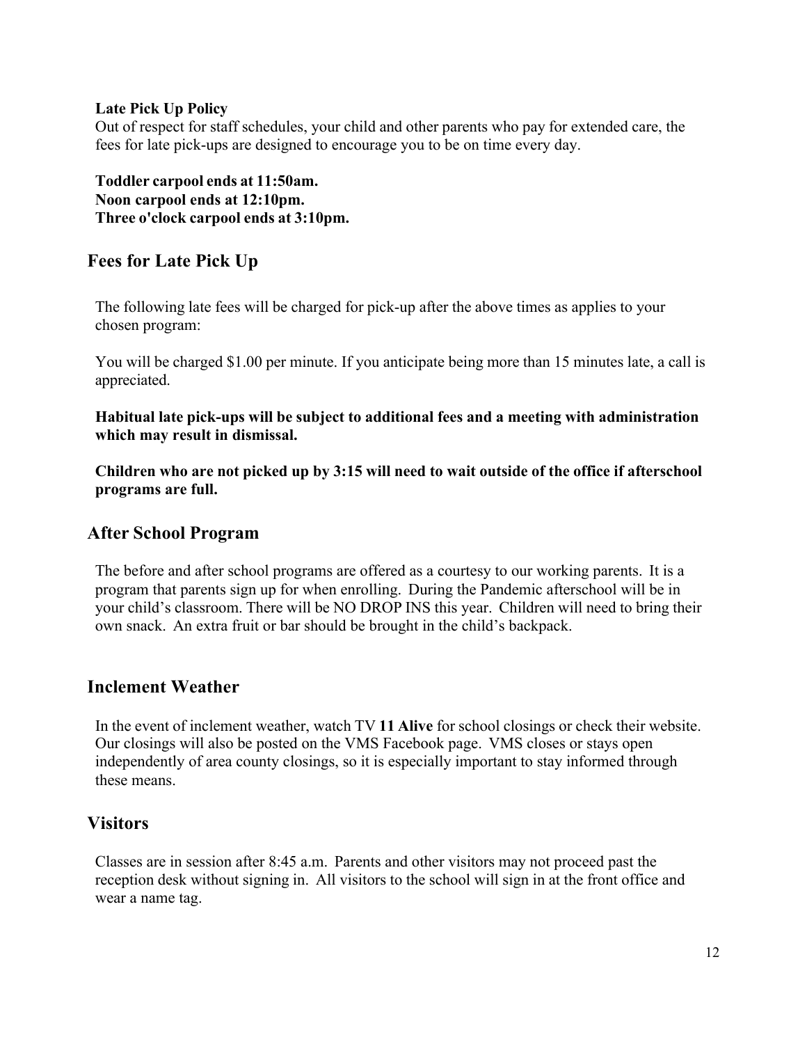**Late Pick Up Policy**
Out of respect for staff schedules, your child and other parents who pay for extended care, the fees for late pick-ups are designed to encourage you to be on time every day.

**Toddler carpool ends at 11:50am.**
**Noon carpool ends at 12:10pm.**
**Three o'clock carpool ends at 3:10pm.**

## Fees for Late Pick Up

The following late fees will be charged for pick-up after the above times as applies to your chosen program:

You will be charged $1.00 per minute. If you anticipate being more than 15 minutes late, a call is appreciated.

**Habitual late pick-ups will be subject to additional fees and a meeting with administration which may result in dismissal.**

**Children who are not picked up by 3:15 will need to wait outside of the office if afterschool programs are full.**

## After School Program

The before and after school programs are offered as a courtesy to our working parents. It is a program that parents sign up for when enrolling. During the Pandemic afterschool will be in your child's classroom. There will be NO DROP INS this year. Children will need to bring their own snack. An extra fruit or bar should be brought in the child's backpack.

## Inclement Weather

In the event of inclement weather, watch TV **11 Alive** for school closings or check their website. Our closings will also be posted on the VMS Facebook page. VMS closes or stays open independently of area county closings, so it is especially important to stay informed through these means.

## Visitors

Classes are in session after 8:45 a.m. Parents and other visitors may not proceed past the reception desk without signing in. All visitors to the school will sign in at the front office and wear a name tag.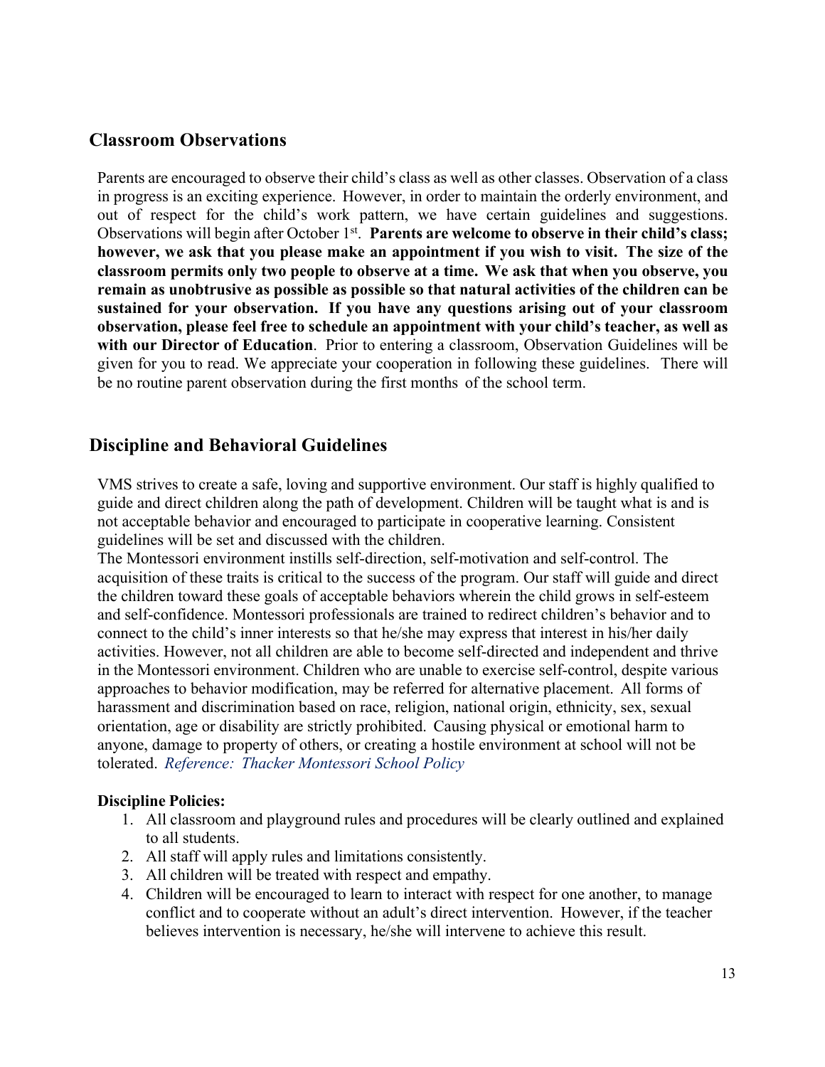## Classroom Observations

Parents are encouraged to observe their child's class as well as other classes. Observation of a class in progress is an exciting experience. However, in order to maintain the orderly environment, and out of respect for the child's work pattern, we have certain guidelines and suggestions. Observations will begin after October 1st. **Parents are welcome to observe in their child's class; however, we ask that you please make an appointment if you wish to visit. The size of the classroom permits only two people to observe at a time. We ask that when you observe, you remain as unobtrusive as possible as possible so that natural activities of the children can be sustained for your observation. If you have any questions arising out of your classroom observation, please feel free to schedule an appointment with your child's teacher, as well as with our Director of Education**. Prior to entering a classroom, Observation Guidelines will be given for you to read. We appreciate your cooperation in following these guidelines. There will be no routine parent observation during the first months of the school term.

## Discipline and Behavioral Guidelines

VMS strives to create a safe, loving and supportive environment. Our staff is highly qualified to guide and direct children along the path of development. Children will be taught what is and is not acceptable behavior and encouraged to participate in cooperative learning. Consistent guidelines will be set and discussed with the children.

The Montessori environment instills self-direction, self-motivation and self-control. The acquisition of these traits is critical to the success of the program. Our staff will guide and direct the children toward these goals of acceptable behaviors wherein the child grows in self-esteem and self-confidence. Montessori professionals are trained to redirect children's behavior and to connect to the child's inner interests so that he/she may express that interest in his/her daily activities. However, not all children are able to become self-directed and independent and thrive in the Montessori environment. Children who are unable to exercise self-control, despite various approaches to behavior modification, may be referred for alternative placement. All forms of harassment and discrimination based on race, religion, national origin, ethnicity, sex, sexual orientation, age or disability are strictly prohibited. Causing physical or emotional harm to anyone, damage to property of others, or creating a hostile environment at school will not be tolerated. *Reference: Thacker Montessori School Policy*

**Discipline Policies:**

1. All classroom and playground rules and procedures will be clearly outlined and explained to all students.
2. All staff will apply rules and limitations consistently.
3. All children will be treated with respect and empathy.
4. Children will be encouraged to learn to interact with respect for one another, to manage conflict and to cooperate without an adult's direct intervention. However, if the teacher believes intervention is necessary, he/she will intervene to achieve this result.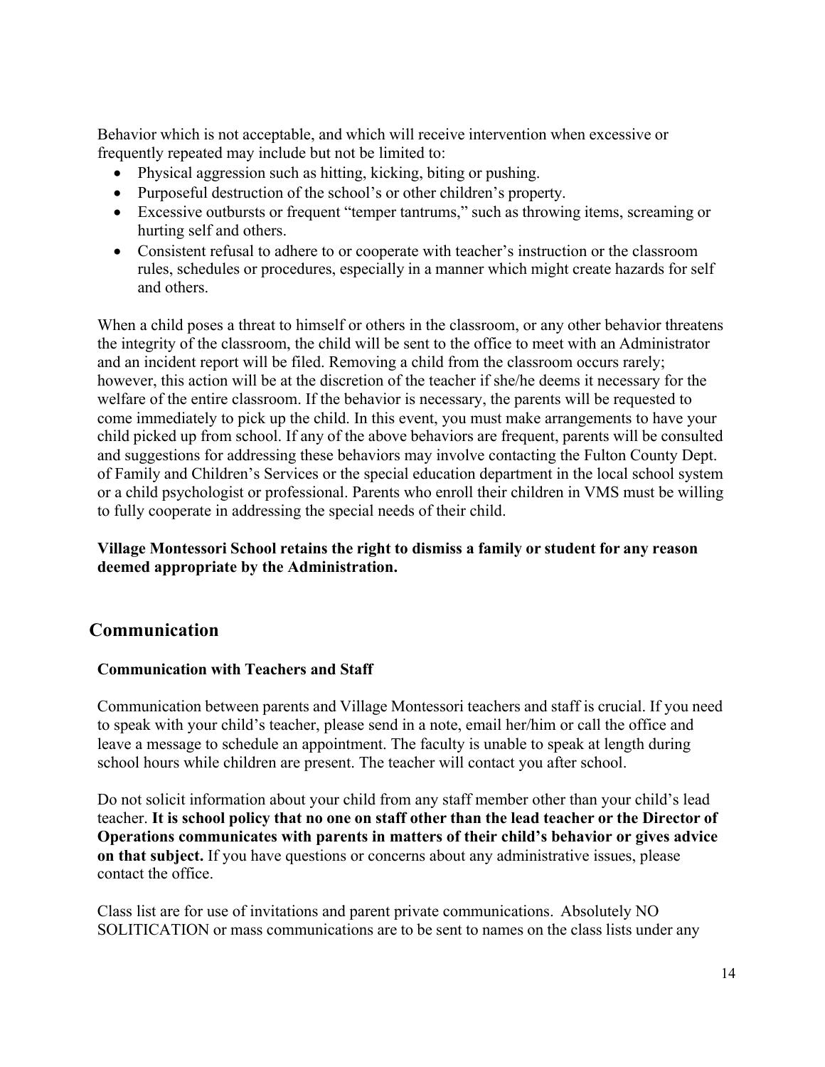Behavior which is not acceptable, and which will receive intervention when excessive or frequently repeated may include but not be limited to:

- Physical aggression such as hitting, kicking, biting or pushing.
- Purposeful destruction of the school's or other children's property.
- Excessive outbursts or frequent "temper tantrums," such as throwing items, screaming or hurting self and others.
- Consistent refusal to adhere to or cooperate with teacher's instruction or the classroom rules, schedules or procedures, especially in a manner which might create hazards for self and others.

When a child poses a threat to himself or others in the classroom, or any other behavior threatens the integrity of the classroom, the child will be sent to the office to meet with an Administrator and an incident report will be filed. Removing a child from the classroom occurs rarely; however, this action will be at the discretion of the teacher if she/he deems it necessary for the welfare of the entire classroom. If the behavior is necessary, the parents will be requested to come immediately to pick up the child. In this event, you must make arrangements to have your child picked up from school. If any of the above behaviors are frequent, parents will be consulted and suggestions for addressing these behaviors may involve contacting the Fulton County Dept. of Family and Children's Services or the special education department in the local school system or a child psychologist or professional. Parents who enroll their children in VMS must be willing to fully cooperate in addressing the special needs of their child.

**Village Montessori School retains the right to dismiss a family or student for any reason deemed appropriate by the Administration.**

## Communication

### Communication with Teachers and Staff

Communication between parents and Village Montessori teachers and staff is crucial. If you need to speak with your child's teacher, please send in a note, email her/him or call the office and leave a message to schedule an appointment. The faculty is unable to speak at length during school hours while children are present. The teacher will contact you after school.

Do not solicit information about your child from any staff member other than your child's lead teacher. **It is school policy that no one on staff other than the lead teacher or the Director of Operations communicates with parents in matters of their child's behavior or gives advice on that subject.** If you have questions or concerns about any administrative issues, please contact the office.

Class list are for use of invitations and parent private communications. Absolutely NO SOLITICATION or mass communications are to be sent to names on the class lists under any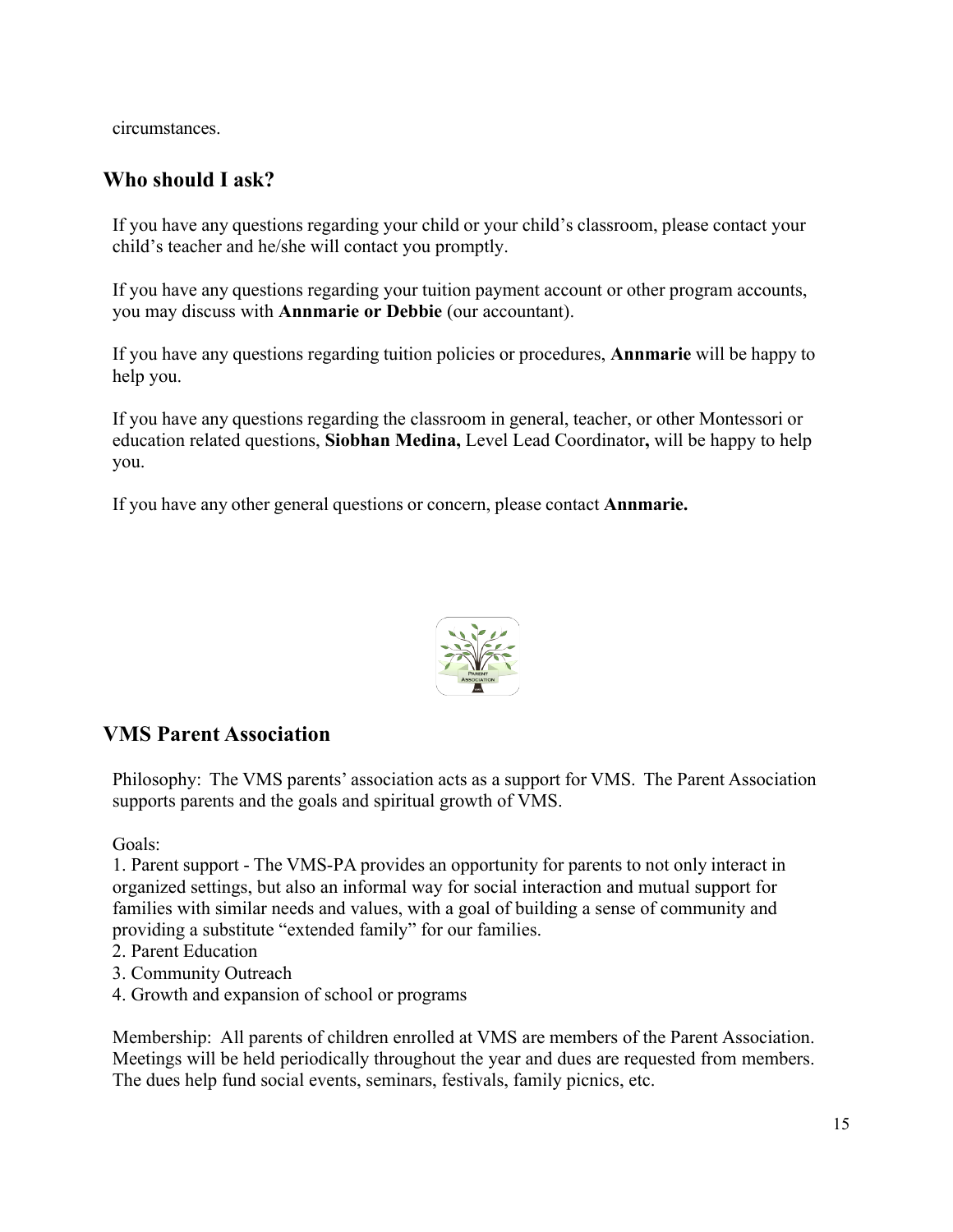circumstances.

## Who should I ask?

If you have any questions regarding your child or your child's classroom, please contact your child's teacher and he/she will contact you promptly.

If you have any questions regarding your tuition payment account or other program accounts, you may discuss with **Annmarie or Debbie** (our accountant).

If you have any questions regarding tuition policies or procedures, **Annmarie** will be happy to help you.

If you have any questions regarding the classroom in general, teacher, or other Montessori or education related questions, **Siobhan Medina,** Level Lead Coordinator**,** will be happy to help you.

If you have any other general questions or concern, please contact **Annmarie.**

## VMS Parent Association

Philosophy: The VMS parents' association acts as a support for VMS. The Parent Association supports parents and the goals and spiritual growth of VMS.

Goals:

1. Parent support - The VMS-PA provides an opportunity for parents to not only interact in organized settings, but also an informal way for social interaction and mutual support for families with similar needs and values, with a goal of building a sense of community and providing a substitute "extended family" for our families.
2. Parent Education
3. Community Outreach
4. Growth and expansion of school or programs

Membership: All parents of children enrolled at VMS are members of the Parent Association. Meetings will be held periodically throughout the year and dues are requested from members. The dues help fund social events, seminars, festivals, family picnics, etc.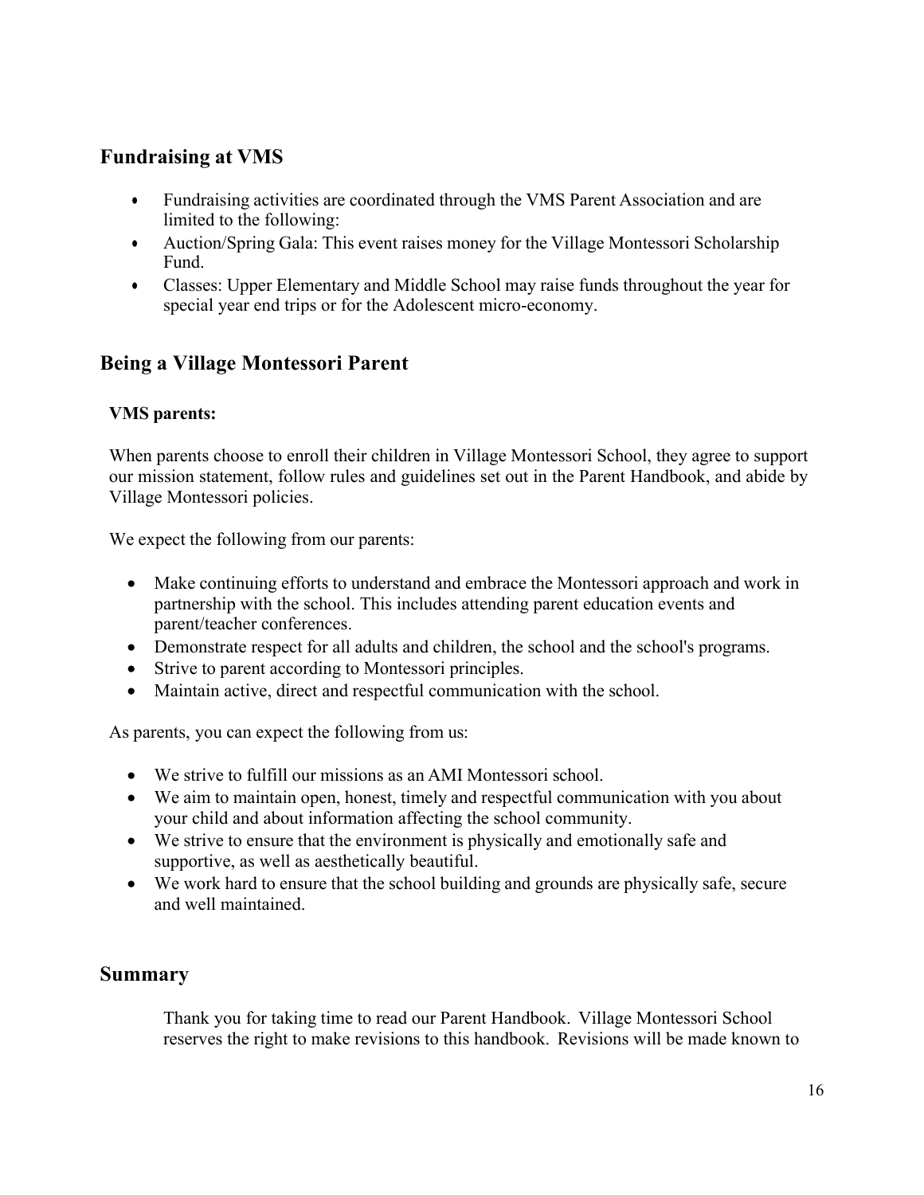## Fundraising at VMS

- Fundraising activities are coordinated through the VMS Parent Association and are limited to the following:
- Auction/Spring Gala: This event raises money for the Village Montessori Scholarship Fund.
- Classes: Upper Elementary and Middle School may raise funds throughout the year for special year end trips or for the Adolescent micro-economy.

## Being a Village Montessori Parent

**VMS parents:**

When parents choose to enroll their children in Village Montessori School, they agree to support our mission statement, follow rules and guidelines set out in the Parent Handbook, and abide by Village Montessori policies.

We expect the following from our parents:

- Make continuing efforts to understand and embrace the Montessori approach and work in partnership with the school. This includes attending parent education events and parent/teacher conferences.
- Demonstrate respect for all adults and children, the school and the school's programs.
- Strive to parent according to Montessori principles.
- Maintain active, direct and respectful communication with the school.

As parents, you can expect the following from us:

- We strive to fulfill our missions as an AMI Montessori school.
- We aim to maintain open, honest, timely and respectful communication with you about your child and about information affecting the school community.
- We strive to ensure that the environment is physically and emotionally safe and supportive, as well as aesthetically beautiful.
- We work hard to ensure that the school building and grounds are physically safe, secure and well maintained.

## Summary

Thank you for taking time to read our Parent Handbook. Village Montessori School reserves the right to make revisions to this handbook. Revisions will be made known to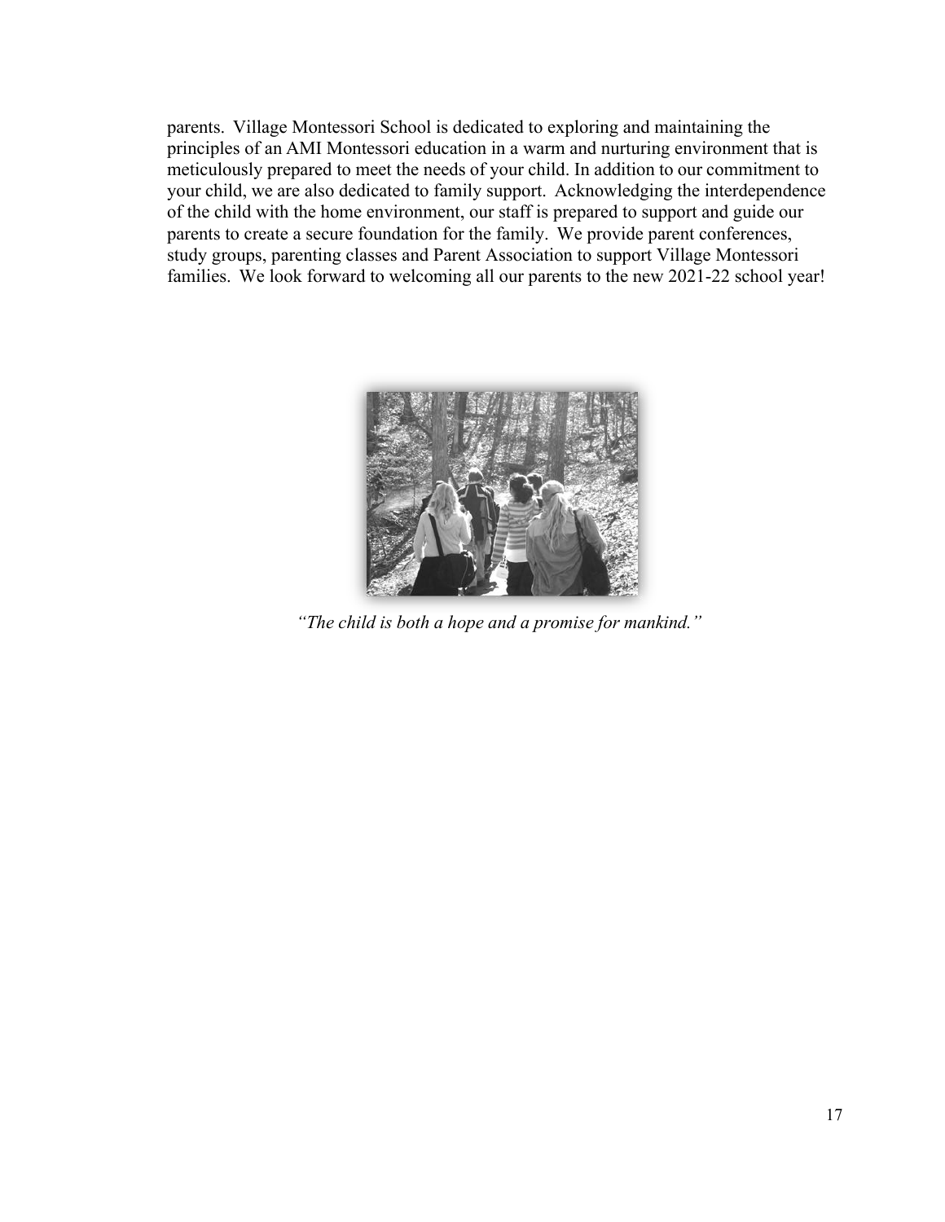parents. Village Montessori School is dedicated to exploring and maintaining the principles of an AMI Montessori education in a warm and nurturing environment that is meticulously prepared to meet the needs of your child. In addition to our commitment to your child, we are also dedicated to family support. Acknowledging the interdependence of the child with the home environment, our staff is prepared to support and guide our parents to create a secure foundation for the family. We provide parent conferences, study groups, parenting classes and Parent Association to support Village Montessori families. We look forward to welcoming all our parents to the new 2021-22 school year!

*"The child is both a hope and a promise for mankind."*